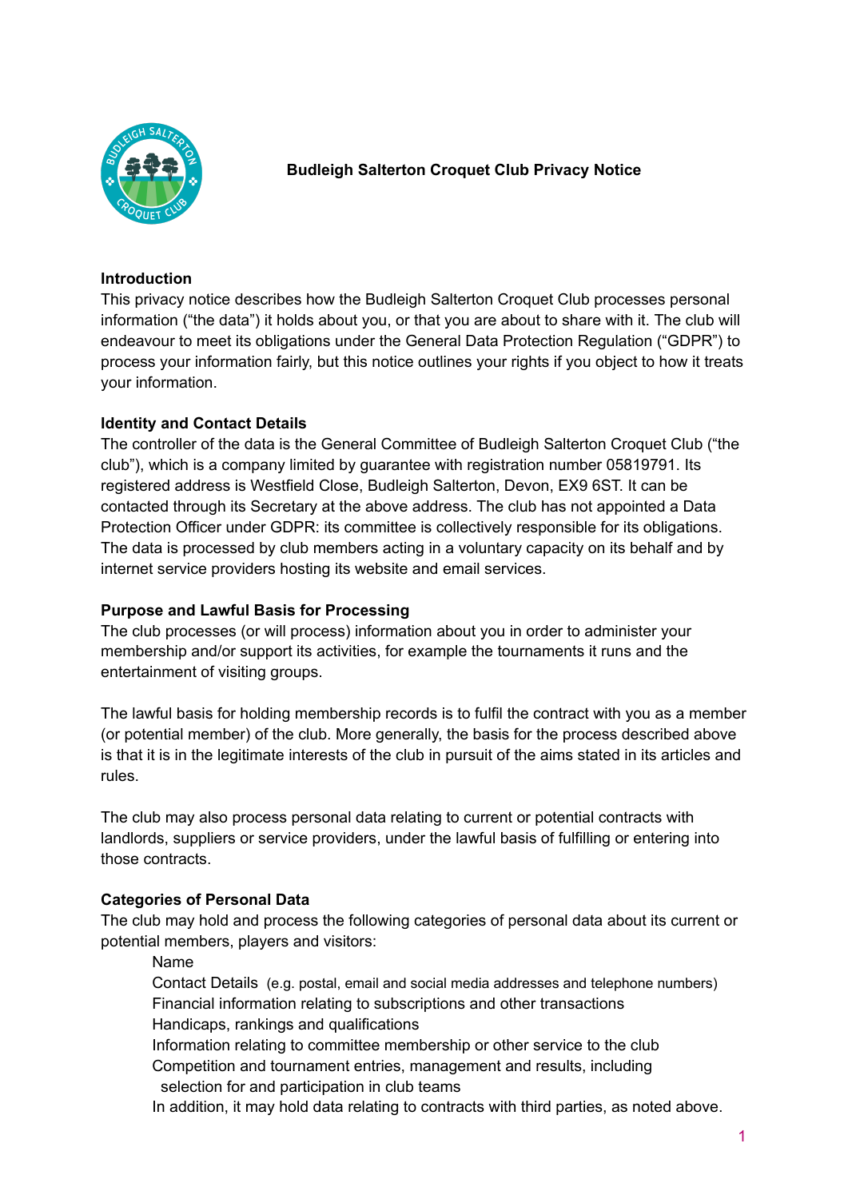# Budleigh Salterton Croquet Club Privacy Notice

## Introduction

This privacy notice describes how the Budleigh Salterton Croquet Club processes personal information ("the data") it holds about you, or that you are about to share with it. The club will endeavour to meet its obligations under the General Data Protection Regulation ("GDPR") to process your information fairly, but this notice outlines your rights if you object to how it treats your information.

## Identity and Contact Details

The controller of the data is the General Committee of Budleigh Salterton Croquet Club ("the club"), which is a company limited by guarantee with registration number 05819791. Its registered address is Westfield Close, Budleigh Salterton, Devon, EX9 6ST. It can be contacted through its Secretary at the above address. The club has not appointed a Data Protection Officer under GDPR: its committee is collectively responsible for its obligations. The data is processed by club members acting in a voluntary capacity on its behalf and by internet service providers hosting its website and email services.

## Purpose and Lawful Basis for Processing

The club processes (or will process) information about you in order to administer your membership and/or support its activities, for example the tournaments it runs and the entertainment of visiting groups.

The lawful basis for holding membership records is to fulfil the contract with you as a member (or potential member) of the club. More generally, the basis for the process described above is that it is in the legitimate interests of the club in pursuit of the aims stated in its articles and rules.

The club may also process personal data relating to current or potential contracts with landlords, suppliers or service providers, under the lawful basis of fulfilling or entering into those contracts.

## Categories of Personal Data

The club may hold and process the following categories of personal data about its current or potential members, players and visitors:

- Name
- Contact Details (e.g. postal, email and social media addresses and telephone numbers)
- Financial information relating to subscriptions and other transactions
- Handicaps, rankings and qualifications
- Information relating to committee membership or other service to the club
- Competition and tournament entries, management and results, including selection for and participation in club teams

In addition, it may hold data relating to contracts with third parties, as noted above.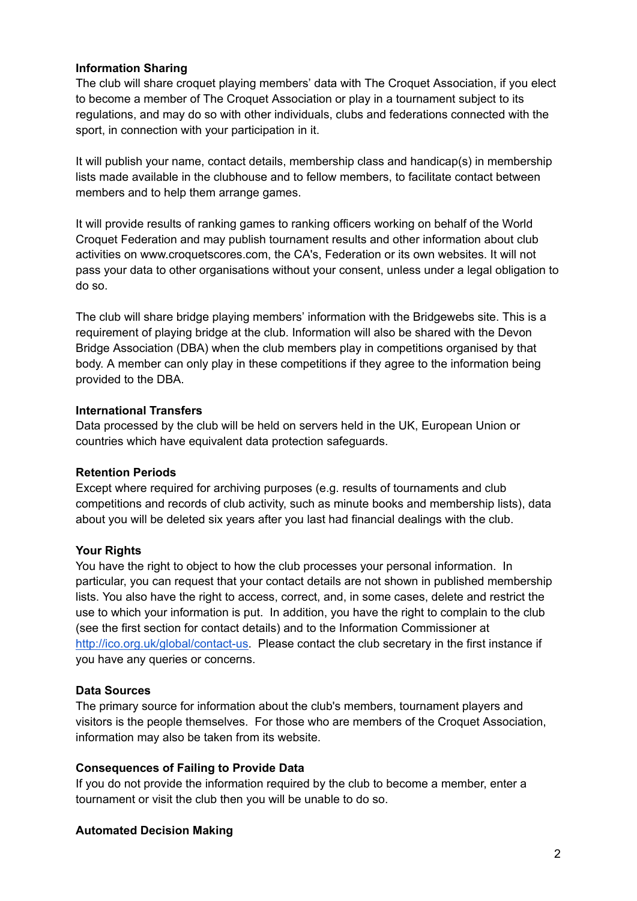**Information Sharing**

The club will share croquet playing members' data with The Croquet Association, if you elect to become a member of The Croquet Association or play in a tournament subject to its regulations, and may do so with other individuals, clubs and federations connected with the sport, in connection with your participation in it.

It will publish your name, contact details, membership class and handicap(s) in membership lists made available in the clubhouse and to fellow members, to facilitate contact between members and to help them arrange games.

It will provide results of ranking games to ranking officers working on behalf of the World Croquet Federation and may publish tournament results and other information about club activities on www.croquetscores.com, the CA's, Federation or its own websites. It will not pass your data to other organisations without your consent, unless under a legal obligation to do so.

The club will share bridge playing members' information with the Bridgewebs site. This is a requirement of playing bridge at the club. Information will also be shared with the Devon Bridge Association (DBA) when the club members play in competitions organised by that body. A member can only play in these competitions if they agree to the information being provided to the DBA.

**International Transfers**

Data processed by the club will be held on servers held in the UK, European Union or countries which have equivalent data protection safeguards.

**Retention Periods**

Except where required for archiving purposes (e.g. results of tournaments and club competitions and records of club activity, such as minute books and membership lists), data about you will be deleted six years after you last had financial dealings with the club.

**Your Rights**

You have the right to object to how the club processes your personal information. In particular, you can request that your contact details are not shown in published membership lists. You also have the right to access, correct, and, in some cases, delete and restrict the use to which your information is put. In addition, you have the right to complain to the club (see the first section for contact details) and to the Information Commissioner at [http://ico.org.uk/global/contact-us](http://ico.org.uk/global/contact-us). Please contact the club secretary in the first instance if you have any queries or concerns.

**Data Sources**

The primary source for information about the club's members, tournament players and visitors is the people themselves. For those who are members of the Croquet Association, information may also be taken from its website.

**Consequences of Failing to Provide Data**

If you do not provide the information required by the club to become a member, enter a tournament or visit the club then you will be unable to do so.

**Automated Decision Making**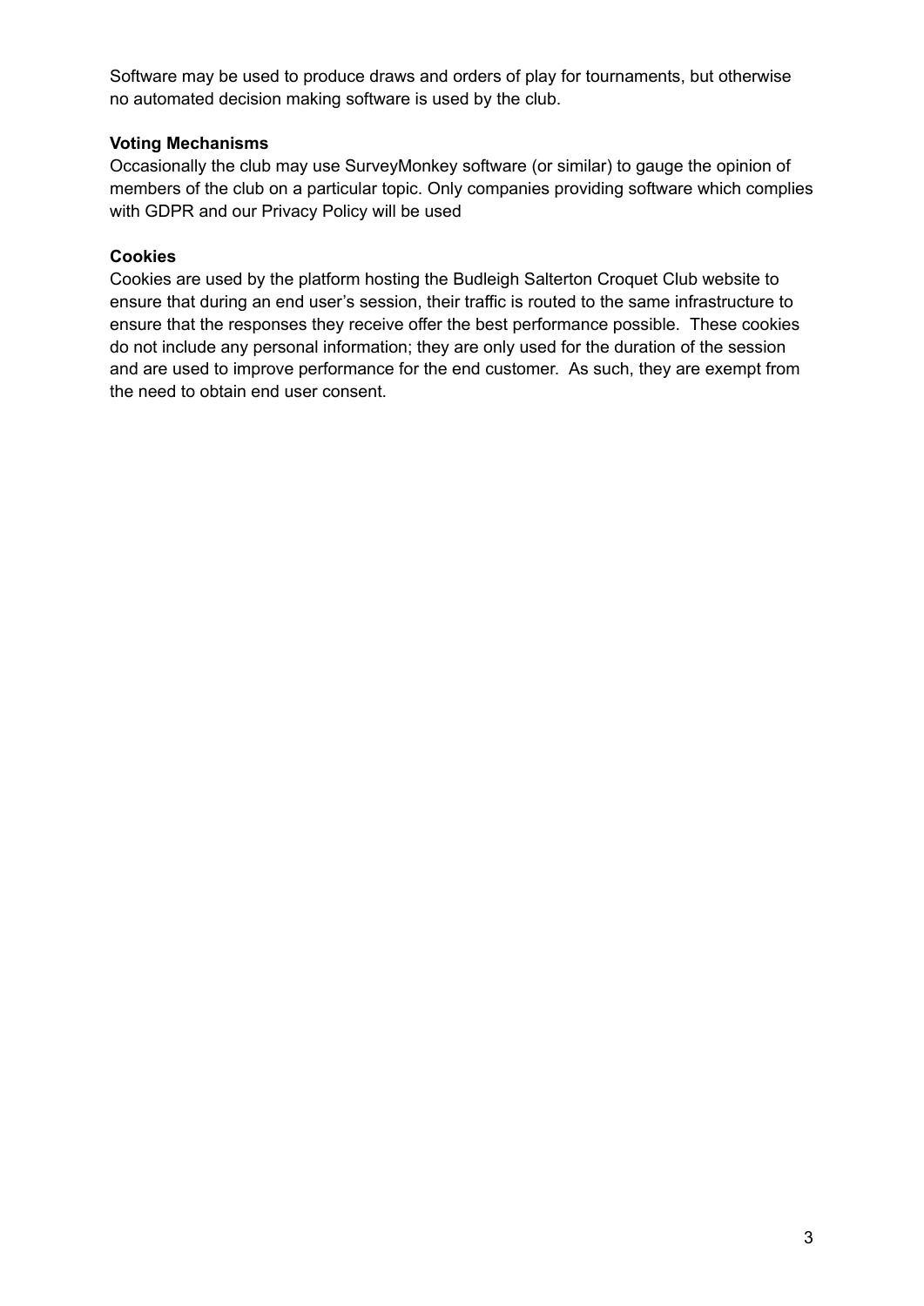Software may be used to produce draws and orders of play for tournaments, but otherwise no automated decision making software is used by the club.

**Voting Mechanisms**

Occasionally the club may use SurveyMonkey software (or similar) to gauge the opinion of members of the club on a particular topic. Only companies providing software which complies with GDPR and our Privacy Policy will be used

**Cookies**

Cookies are used by the platform hosting the Budleigh Salterton Croquet Club website to ensure that during an end user's session, their traffic is routed to the same infrastructure to ensure that the responses they receive offer the best performance possible. These cookies do not include any personal information; they are only used for the duration of the session and are used to improve performance for the end customer. As such, they are exempt from the need to obtain end user consent.